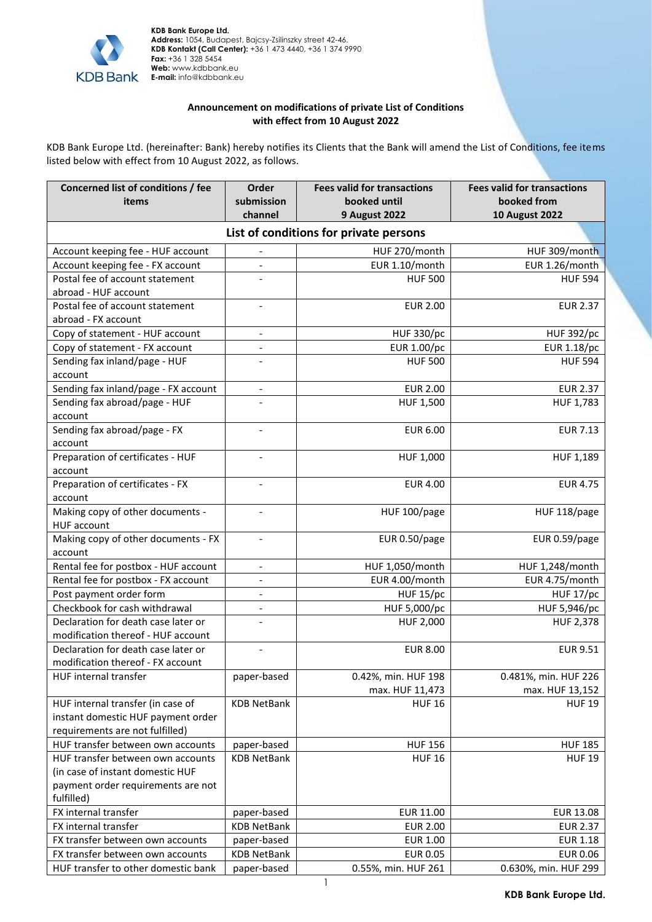**KDB Bank Europe Ltd.**
**Address:** 1054, Budapest, Bajcsy-Zsilinszky street 42-46.
**KDB Kontakt (Call Center):** +36 1 473 4440, +36 1 374 9990
**Fax:** +36 1 328 5454
**Web:** www.kdbbank.eu
**E-mail:** info@kdbbank.eu

## Announcement on modifications of private List of Conditions with effect from 10 August 2022

KDB Bank Europe Ltd. (hereinafter: Bank) hereby notifies its Clients that the Bank will amend the List of Conditions, fee items listed below with effect from 10 August 2022, as follows.

| Concerned list of conditions / fee items | Order submission channel | Fees valid for transactions booked until 9 August 2022 | Fees valid for transactions booked from 10 August 2022 |
|---|---|---|---|
| **List of conditions for private persons** | | | |
| Account keeping fee - HUF account | - | HUF 270/month | HUF 309/month |
| Account keeping fee - FX account | - | EUR 1.10/month | EUR 1.26/month |
| Postal fee of account statement abroad - HUF account | - | HUF 500 | HUF 594 |
| Postal fee of account statement abroad - FX account | - | EUR 2.00 | EUR 2.37 |
| Copy of statement - HUF account | - | HUF 330/pc | HUF 392/pc |
| Copy of statement - FX account | - | EUR 1.00/pc | EUR 1.18/pc |
| Sending fax inland/page - HUF account | - | HUF 500 | HUF 594 |
| Sending fax inland/page - FX account | - | EUR 2.00 | EUR 2.37 |
| Sending fax abroad/page - HUF account | - | HUF 1,500 | HUF 1,783 |
| Sending fax abroad/page - FX account | - | EUR 6.00 | EUR 7.13 |
| Preparation of certificates - HUF account | - | HUF 1,000 | HUF 1,189 |
| Preparation of certificates - FX account | - | EUR 4.00 | EUR 4.75 |
| Making copy of other documents - HUF account | - | HUF 100/page | HUF 118/page |
| Making copy of other documents - FX account | - | EUR 0.50/page | EUR 0.59/page |
| Rental fee for postbox - HUF account | - | HUF 1,050/month | HUF 1,248/month |
| Rental fee for postbox - FX account | - | EUR 4.00/month | EUR 4.75/month |
| Post payment order form | - | HUF 15/pc | HUF 17/pc |
| Checkbook for cash withdrawal | - | HUF 5,000/pc | HUF 5,946/pc |
| Declaration for death case later or modification thereof - HUF account | - | HUF 2,000 | HUF 2,378 |
| Declaration for death case later or modification thereof - FX account | - | EUR 8.00 | EUR 9.51 |
| HUF internal transfer | paper-based | 0.42%, min. HUF 198 max. HUF 11,473 | 0.481%, min. HUF 226 max. HUF 13,152 |
| HUF internal transfer (in case of instant domestic HUF payment order requirements are not fulfilled) | KDB NetBank | HUF 16 | HUF 19 |
| HUF transfer between own accounts | paper-based | HUF 156 | HUF 185 |
| HUF transfer between own accounts (in case of instant domestic HUF payment order requirements are not fulfilled) | KDB NetBank | HUF 16 | HUF 19 |
| FX internal transfer | paper-based | EUR 11.00 | EUR 13.08 |
| FX internal transfer | KDB NetBank | EUR 2.00 | EUR 2.37 |
| FX transfer between own accounts | paper-based | EUR 1.00 | EUR 1.18 |
| FX transfer between own accounts | KDB NetBank | EUR 0.05 | EUR 0.06 |
| HUF transfer to other domestic bank | paper-based | 0.55%, min. HUF 261 | 0.630%, min. HUF 299 |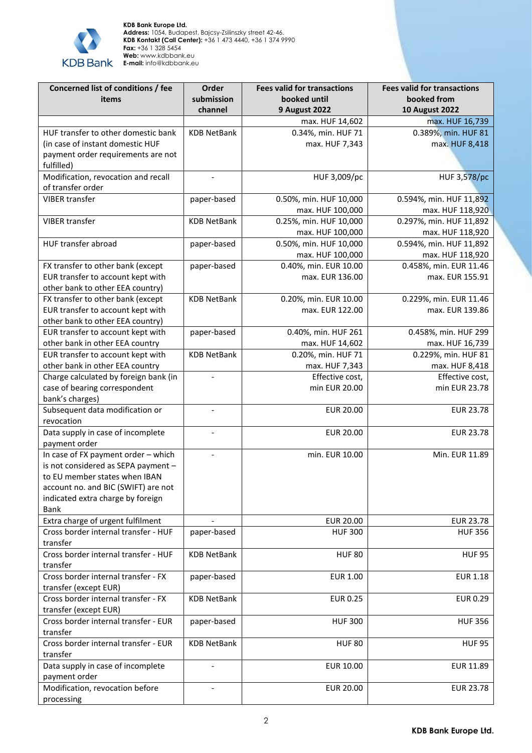KDB Bank Europe Ltd.
**Address:** 1054, Budapest, Bajcsy-Zsilinszky street 42-46.
**KDB Kontakt (Call Center):** +36 1 473 4440, +36 1 374 9990
**Fax:** +36 1 328 5454
**Web:** www.kdbbank.eu
**E-mail:** info@kdbbank.eu

| Concerned list of conditions / fee items | Order submission channel | Fees valid for transactions booked until 9 August 2022 | Fees valid for transactions booked from 10 August 2022 |
|---|---|---|---|
| | | max. HUF 14,602 | max. HUF 16,739 |
| HUF transfer to other domestic bank (in case of instant domestic HUF payment order requirements are not fulfilled) | KDB NetBank | 0.34%, min. HUF 71 max. HUF 7,343 | 0.389%, min. HUF 81 max. HUF 8,418 |
| Modification, revocation and recall of transfer order | - | HUF 3,009/pc | HUF 3,578/pc |
| VIBER transfer | paper-based | 0.50%, min. HUF 10,000 max. HUF 100,000 | 0.594%, min. HUF 11,892 max. HUF 118,920 |
| VIBER transfer | KDB NetBank | 0.25%, min. HUF 10,000 max. HUF 100,000 | 0.297%, min. HUF 11,892 max. HUF 118,920 |
| HUF transfer abroad | paper-based | 0.50%, min. HUF 10,000 max. HUF 100,000 | 0.594%, min. HUF 11,892 max. HUF 118,920 |
| FX transfer to other bank (except EUR transfer to account kept with other bank to other EEA country) | paper-based | 0.40%, min. EUR 10.00 max. EUR 136.00 | 0.458%, min. EUR 11.46 max. EUR 155.91 |
| FX transfer to other bank (except EUR transfer to account kept with other bank to other EEA country) | KDB NetBank | 0.20%, min. EUR 10.00 max. EUR 122.00 | 0.229%, min. EUR 11.46 max. EUR 139.86 |
| EUR transfer to account kept with other bank in other EEA country | paper-based | 0.40%, min. HUF 261 max. HUF 14,602 | 0.458%, min. HUF 299 max. HUF 16,739 |
| EUR transfer to account kept with other bank in other EEA country | KDB NetBank | 0.20%, min. HUF 71 max. HUF 7,343 | 0.229%, min. HUF 81 max. HUF 8,418 |
| Charge calculated by foreign bank (in case of bearing correspondent bank's charges) | - | Effective cost, min EUR 20.00 | Effective cost, min EUR 23.78 |
| Subsequent data modification or revocation | - | EUR 20.00 | EUR 23.78 |
| Data supply in case of incomplete payment order | - | EUR 20.00 | EUR 23.78 |
| In case of FX payment order – which is not considered as SEPA payment – to EU member states when IBAN account no. and BIC (SWIFT) are not indicated extra charge by foreign Bank | - | min. EUR 10.00 | Min. EUR 11.89 |
| Extra charge of urgent fulfilment | - | EUR 20.00 | EUR 23.78 |
| Cross border internal transfer - HUF transfer | paper-based | HUF 300 | HUF 356 |
| Cross border internal transfer - HUF transfer | KDB NetBank | HUF 80 | HUF 95 |
| Cross border internal transfer - FX transfer (except EUR) | paper-based | EUR 1.00 | EUR 1.18 |
| Cross border internal transfer - FX transfer (except EUR) | KDB NetBank | EUR 0.25 | EUR 0.29 |
| Cross border internal transfer - EUR transfer | paper-based | HUF 300 | HUF 356 |
| Cross border internal transfer - EUR transfer | KDB NetBank | HUF 80 | HUF 95 |
| Data supply in case of incomplete payment order | - | EUR 10.00 | EUR 11.89 |
| Modification, revocation before processing | - | EUR 20.00 | EUR 23.78 |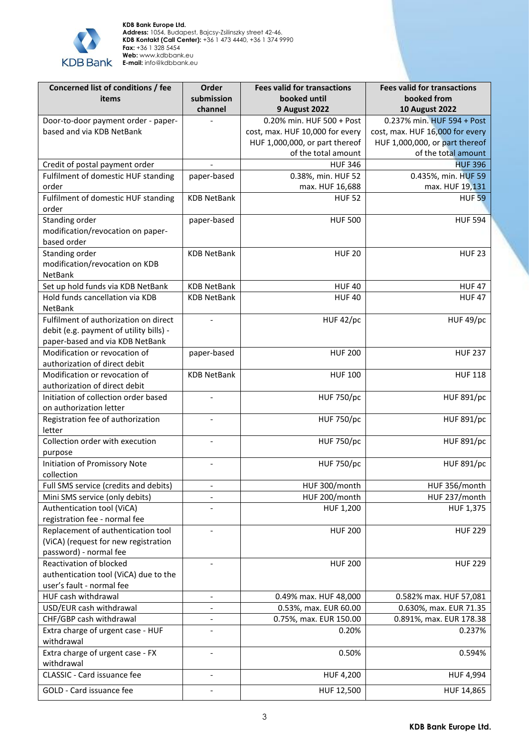| Concerned list of conditions / fee items | Order submission channel | Fees valid for transactions booked until 9 August 2022 | Fees valid for transactions booked from 10 August 2022 |
|---|---|---|---|
| Door-to-door payment order - paper-based and via KDB NetBank | - | 0.20% min. HUF 500 + Post cost, max. HUF 10,000 for every HUF 1,000,000, or part thereof of the total amount | 0.237% min. HUF 594 + Post cost, max. HUF 16,000 for every HUF 1,000,000, or part thereof of the total amount |
| Credit of postal payment order | - | HUF 346 | HUF 396 |
| Fulfilment of domestic HUF standing order | paper-based | 0.38%, min. HUF 52 max. HUF 16,688 | 0.435%, min. HUF 59 max. HUF 19,131 |
| Fulfilment of domestic HUF standing order | KDB NetBank | HUF 52 | HUF 59 |
| Standing order modification/revocation on paper-based order | paper-based | HUF 500 | HUF 594 |
| Standing order modification/revocation on KDB NetBank | KDB NetBank | HUF 20 | HUF 23 |
| Set up hold funds via KDB NetBank | KDB NetBank | HUF 40 | HUF 47 |
| Hold funds cancellation via KDB NetBank | KDB NetBank | HUF 40 | HUF 47 |
| Fulfilment of authorization on direct debit (e.g. payment of utility bills) - paper-based and via KDB NetBank | - | HUF 42/pc | HUF 49/pc |
| Modification or revocation of authorization of direct debit | paper-based | HUF 200 | HUF 237 |
| Modification or revocation of authorization of direct debit | KDB NetBank | HUF 100 | HUF 118 |
| Initiation of collection order based on authorization letter | - | HUF 750/pc | HUF 891/pc |
| Registration fee of authorization letter | - | HUF 750/pc | HUF 891/pc |
| Collection order with execution purpose | - | HUF 750/pc | HUF 891/pc |
| Initiation of Promissory Note collection | - | HUF 750/pc | HUF 891/pc |
| Full SMS service (credits and debits) | - | HUF 300/month | HUF 356/month |
| Mini SMS service (only debits) | - | HUF 200/month | HUF 237/month |
| Authentication tool (ViCA) registration fee - normal fee | - | HUF 1,200 | HUF 1,375 |
| Replacement of authentication tool (ViCA) (request for new registration password) - normal fee | - | HUF 200 | HUF 229 |
| Reactivation of blocked authentication tool (ViCA) due to the user's fault - normal fee | - | HUF 200 | HUF 229 |
| HUF cash withdrawal | - | 0.49% max. HUF 48,000 | 0.582% max. HUF 57,081 |
| USD/EUR cash withdrawal | - | 0.53%, max. EUR 60.00 | 0.630%, max. EUR 71.35 |
| CHF/GBP cash withdrawal | - | 0.75%, max. EUR 150.00 | 0.891%, max. EUR 178.38 |
| Extra charge of urgent case - HUF withdrawal | - | 0.20% | 0.237% |
| Extra charge of urgent case - FX withdrawal | - | 0.50% | 0.594% |
| CLASSIC - Card issuance fee | - | HUF 4,200 | HUF 4,994 |
| GOLD - Card issuance fee | - | HUF 12,500 | HUF 14,865 |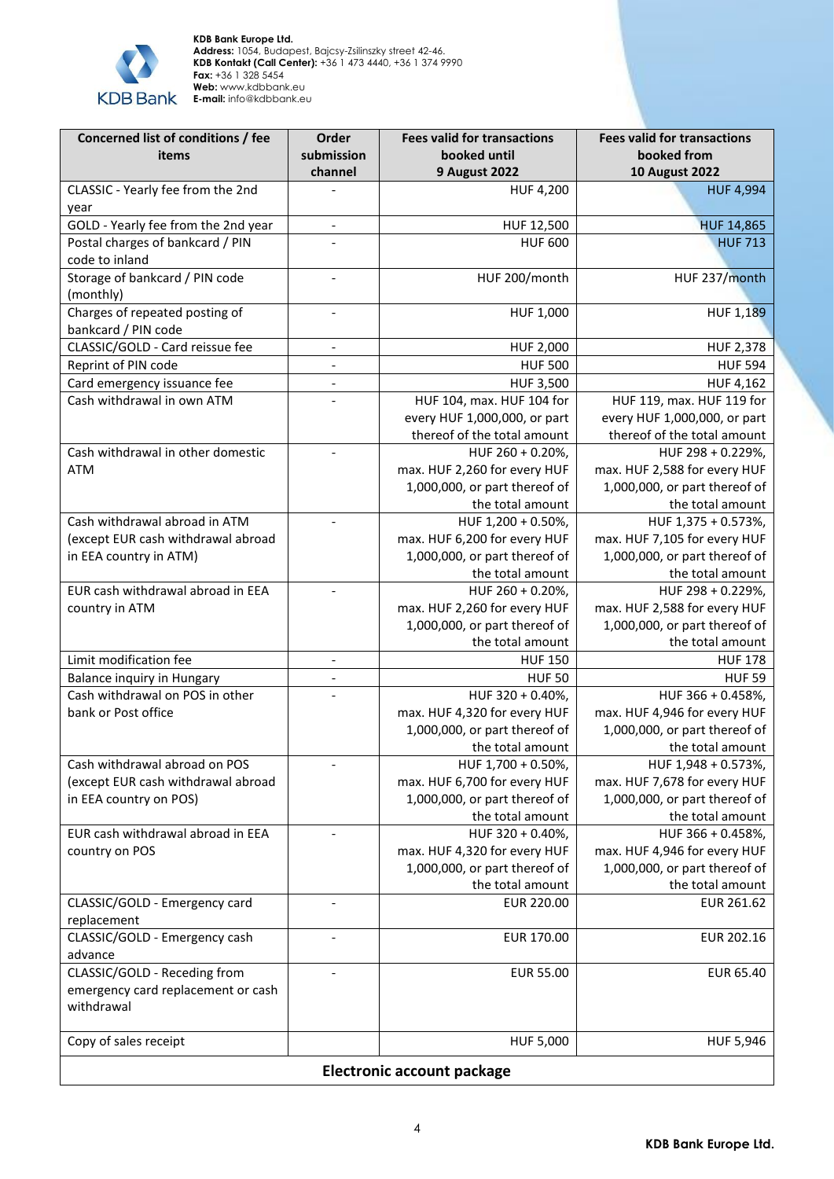| Concerned list of conditions / fee items | Order submission channel | Fees valid for transactions booked until 9 August 2022 | Fees valid for transactions booked from 10 August 2022 |
|---|---|---|---|
| CLASSIC - Yearly fee from the 2nd year | - | HUF 4,200 | HUF 4,994 |
| GOLD - Yearly fee from the 2nd year | - | HUF 12,500 | HUF 14,865 |
| Postal charges of bankcard / PIN code to inland | - | HUF 600 | HUF 713 |
| Storage of bankcard / PIN code (monthly) | - | HUF 200/month | HUF 237/month |
| Charges of repeated posting of bankcard / PIN code | - | HUF 1,000 | HUF 1,189 |
| CLASSIC/GOLD - Card reissue fee | - | HUF 2,000 | HUF 2,378 |
| Reprint of PIN code | - | HUF 500 | HUF 594 |
| Card emergency issuance fee | - | HUF 3,500 | HUF 4,162 |
| Cash withdrawal in own ATM | - | HUF 104, max. HUF 104 for every HUF 1,000,000, or part thereof of the total amount | HUF 119, max. HUF 119 for every HUF 1,000,000, or part thereof of the total amount |
| Cash withdrawal in other domestic ATM | - | HUF 260 + 0.20%, max. HUF 2,260 for every HUF 1,000,000, or part thereof of the total amount | HUF 298 + 0.229%, max. HUF 2,588 for every HUF 1,000,000, or part thereof of the total amount |
| Cash withdrawal abroad in ATM (except EUR cash withdrawal abroad in EEA country in ATM) | - | HUF 1,200 + 0.50%, max. HUF 6,200 for every HUF 1,000,000, or part thereof of the total amount | HUF 1,375 + 0.573%, max. HUF 7,105 for every HUF 1,000,000, or part thereof of the total amount |
| EUR cash withdrawal abroad in EEA country in ATM | - | HUF 260 + 0.20%, max. HUF 2,260 for every HUF 1,000,000, or part thereof of the total amount | HUF 298 + 0.229%, max. HUF 2,588 for every HUF 1,000,000, or part thereof of the total amount |
| Limit modification fee | - | HUF 150 | HUF 178 |
| Balance inquiry in Hungary | - | HUF 50 | HUF 59 |
| Cash withdrawal on POS in other bank or Post office | - | HUF 320 + 0.40%, max. HUF 4,320 for every HUF 1,000,000, or part thereof of the total amount | HUF 366 + 0.458%, max. HUF 4,946 for every HUF 1,000,000, or part thereof of the total amount |
| Cash withdrawal abroad on POS (except EUR cash withdrawal abroad in EEA country on POS) | - | HUF 1,700 + 0.50%, max. HUF 6,700 for every HUF 1,000,000, or part thereof of the total amount | HUF 1,948 + 0.573%, max. HUF 7,678 for every HUF 1,000,000, or part thereof of the total amount |
| EUR cash withdrawal abroad in EEA country on POS | - | HUF 320 + 0.40%, max. HUF 4,320 for every HUF 1,000,000, or part thereof of the total amount | HUF 366 + 0.458%, max. HUF 4,946 for every HUF 1,000,000, or part thereof of the total amount |
| CLASSIC/GOLD - Emergency card replacement | - | EUR 220.00 | EUR 261.62 |
| CLASSIC/GOLD - Emergency cash advance | - | EUR 170.00 | EUR 202.16 |
| CLASSIC/GOLD - Receding from emergency card replacement or cash withdrawal | - | EUR 55.00 | EUR 65.40 |
| Copy of sales receipt | | HUF 5,000 | HUF 5,946 |
| **Electronic account package** | | | |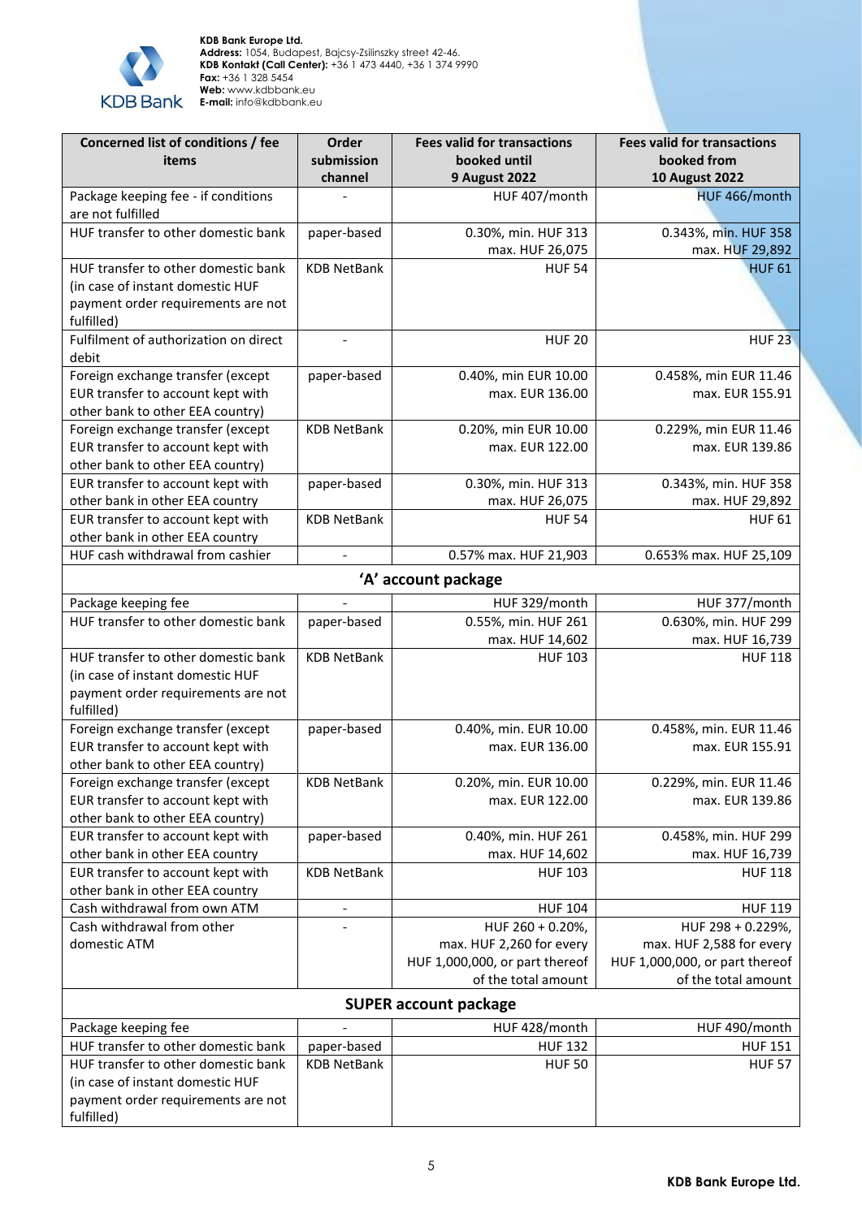| Concerned list of conditions / fee items | Order submission channel | Fees valid for transactions booked until 9 August 2022 | Fees valid for transactions booked from 10 August 2022 |
|---|---|---|---|
| Package keeping fee - if conditions are not fulfilled | - | HUF 407/month | HUF 466/month |
| HUF transfer to other domestic bank | paper-based | 0.30%, min. HUF 313 max. HUF 26,075 | 0.343%, min. HUF 358 max. HUF 29,892 |
| HUF transfer to other domestic bank (in case of instant domestic HUF payment order requirements are not fulfilled) | KDB NetBank | HUF 54 | HUF 61 |
| Fulfilment of authorization on direct debit | - | HUF 20 | HUF 23 |
| Foreign exchange transfer (except EUR transfer to account kept with other bank to other EEA country) | paper-based | 0.40%, min EUR 10.00 max. EUR 136.00 | 0.458%, min EUR 11.46 max. EUR 155.91 |
| Foreign exchange transfer (except EUR transfer to account kept with other bank to other EEA country) | KDB NetBank | 0.20%, min EUR 10.00 max. EUR 122.00 | 0.229%, min EUR 11.46 max. EUR 139.86 |
| EUR transfer to account kept with other bank in other EEA country | paper-based | 0.30%, min. HUF 313 max. HUF 26,075 | 0.343%, min. HUF 358 max. HUF 29,892 |
| EUR transfer to account kept with other bank in other EEA country | KDB NetBank | HUF 54 | HUF 61 |
| HUF cash withdrawal from cashier | - | 0.57% max. HUF 21,903 | 0.653% max. HUF 25,109 |
| **'A' account package** | | | |
| Package keeping fee | - | HUF 329/month | HUF 377/month |
| HUF transfer to other domestic bank | paper-based | 0.55%, min. HUF 261 max. HUF 14,602 | 0.630%, min. HUF 299 max. HUF 16,739 |
| HUF transfer to other domestic bank (in case of instant domestic HUF payment order requirements are not fulfilled) | KDB NetBank | HUF 103 | HUF 118 |
| Foreign exchange transfer (except EUR transfer to account kept with other bank to other EEA country) | paper-based | 0.40%, min. EUR 10.00 max. EUR 136.00 | 0.458%, min. EUR 11.46 max. EUR 155.91 |
| Foreign exchange transfer (except EUR transfer to account kept with other bank to other EEA country) | KDB NetBank | 0.20%, min. EUR 10.00 max. EUR 122.00 | 0.229%, min. EUR 11.46 max. EUR 139.86 |
| EUR transfer to account kept with other bank in other EEA country | paper-based | 0.40%, min. HUF 261 max. HUF 14,602 | 0.458%, min. HUF 299 max. HUF 16,739 |
| EUR transfer to account kept with other bank in other EEA country | KDB NetBank | HUF 103 | HUF 118 |
| Cash withdrawal from own ATM | - | HUF 104 | HUF 119 |
| Cash withdrawal from other domestic ATM | - | HUF 260 + 0.20%, max. HUF 2,260 for every HUF 1,000,000, or part thereof of the total amount | HUF 298 + 0.229%, max. HUF 2,588 for every HUF 1,000,000, or part thereof of the total amount |
| **SUPER account package** | | | |
| Package keeping fee | - | HUF 428/month | HUF 490/month |
| HUF transfer to other domestic bank | paper-based | HUF 132 | HUF 151 |
| HUF transfer to other domestic bank (in case of instant domestic HUF payment order requirements are not fulfilled) | KDB NetBank | HUF 50 | HUF 57 |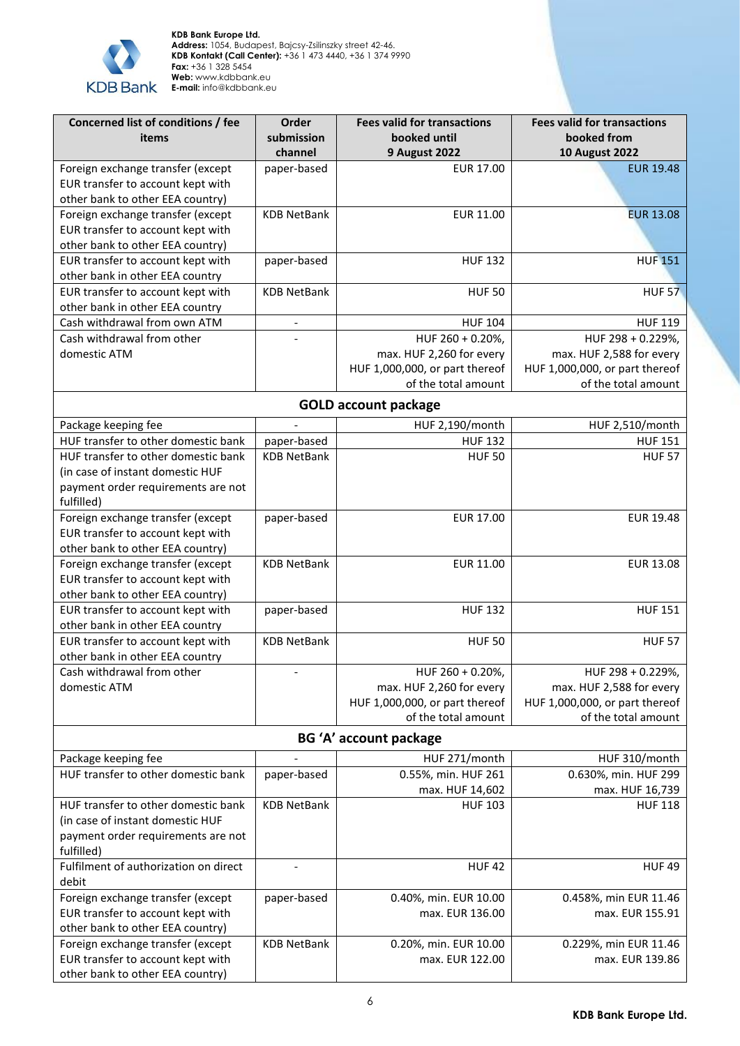| Concerned list of conditions / fee items | Order submission channel | Fees valid for transactions booked until 9 August 2022 | Fees valid for transactions booked from 10 August 2022 |
|---|---|---|---|
| Foreign exchange transfer (except EUR transfer to account kept with other bank to other EEA country) | paper-based | EUR 17.00 | EUR 19.48 |
| Foreign exchange transfer (except EUR transfer to account kept with other bank to other EEA country) | KDB NetBank | EUR 11.00 | EUR 13.08 |
| EUR transfer to account kept with other bank in other EEA country | paper-based | HUF 132 | HUF 151 |
| EUR transfer to account kept with other bank in other EEA country | KDB NetBank | HUF 50 | HUF 57 |
| Cash withdrawal from own ATM | - | HUF 104 | HUF 119 |
| Cash withdrawal from other domestic ATM | - | HUF 260 + 0.20%, max. HUF 2,260 for every HUF 1,000,000, or part thereof of the total amount | HUF 298 + 0.229%, max. HUF 2,588 for every HUF 1,000,000, or part thereof of the total amount |
| **GOLD account package** | | | |
| Package keeping fee | - | HUF 2,190/month | HUF 2,510/month |
| HUF transfer to other domestic bank | paper-based | HUF 132 | HUF 151 |
| HUF transfer to other domestic bank (in case of instant domestic HUF payment order requirements are not fulfilled) | KDB NetBank | HUF 50 | HUF 57 |
| Foreign exchange transfer (except EUR transfer to account kept with other bank to other EEA country) | paper-based | EUR 17.00 | EUR 19.48 |
| Foreign exchange transfer (except EUR transfer to account kept with other bank to other EEA country) | KDB NetBank | EUR 11.00 | EUR 13.08 |
| EUR transfer to account kept with other bank in other EEA country | paper-based | HUF 132 | HUF 151 |
| EUR transfer to account kept with other bank in other EEA country | KDB NetBank | HUF 50 | HUF 57 |
| Cash withdrawal from other domestic ATM | - | HUF 260 + 0.20%, max. HUF 2,260 for every HUF 1,000,000, or part thereof of the total amount | HUF 298 + 0.229%, max. HUF 2,588 for every HUF 1,000,000, or part thereof of the total amount |
| **BG 'A' account package** | | | |
| Package keeping fee | - | HUF 271/month | HUF 310/month |
| HUF transfer to other domestic bank | paper-based | 0.55%, min. HUF 261 max. HUF 14,602 | 0.630%, min. HUF 299 max. HUF 16,739 |
| HUF transfer to other domestic bank (in case of instant domestic HUF payment order requirements are not fulfilled) | KDB NetBank | HUF 103 | HUF 118 |
| Fulfilment of authorization on direct debit | - | HUF 42 | HUF 49 |
| Foreign exchange transfer (except EUR transfer to account kept with other bank to other EEA country) | paper-based | 0.40%, min. EUR 10.00 max. EUR 136.00 | 0.458%, min EUR 11.46 max. EUR 155.91 |
| Foreign exchange transfer (except EUR transfer to account kept with other bank to other EEA country) | KDB NetBank | 0.20%, min. EUR 10.00 max. EUR 122.00 | 0.229%, min EUR 11.46 max. EUR 139.86 |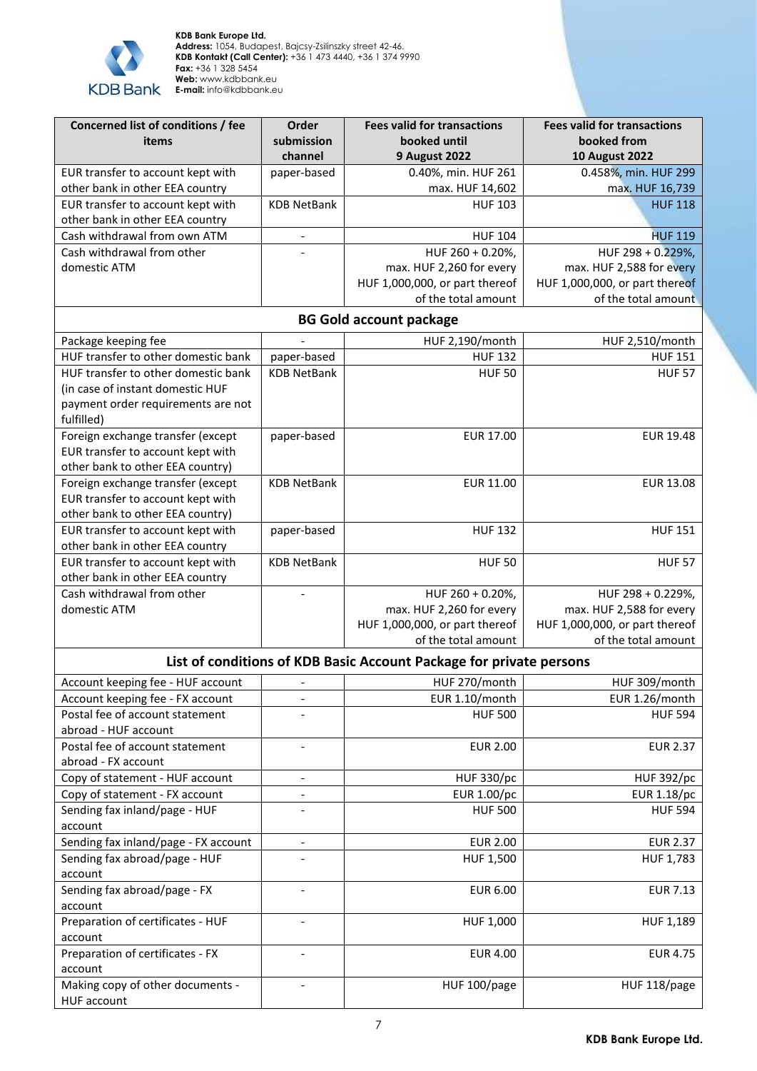| Concerned list of conditions / fee items | Order submission channel | Fees valid for transactions booked until 9 August 2022 | Fees valid for transactions booked from 10 August 2022 |
|---|---|---|---|
| EUR transfer to account kept with other bank in other EEA country | paper-based | 0.40%, min. HUF 261 max. HUF 14,602 | 0.458%, min. HUF 299 max. HUF 16,739 |
| EUR transfer to account kept with other bank in other EEA country | KDB NetBank | HUF 103 | HUF 118 |
| Cash withdrawal from own ATM | - | HUF 104 | HUF 119 |
| Cash withdrawal from other domestic ATM | - | HUF 260 + 0.20%, max. HUF 2,260 for every HUF 1,000,000, or part thereof of the total amount | HUF 298 + 0.229%, max. HUF 2,588 for every HUF 1,000,000, or part thereof of the total amount |
| **BG Gold account package** | | | |
| Package keeping fee | - | HUF 2,190/month | HUF 2,510/month |
| HUF transfer to other domestic bank | paper-based | HUF 132 | HUF 151 |
| HUF transfer to other domestic bank (in case of instant domestic HUF payment order requirements are not fulfilled) | KDB NetBank | HUF 50 | HUF 57 |
| Foreign exchange transfer (except EUR transfer to account kept with other bank to other EEA country) | paper-based | EUR 17.00 | EUR 19.48 |
| Foreign exchange transfer (except EUR transfer to account kept with other bank to other EEA country) | KDB NetBank | EUR 11.00 | EUR 13.08 |
| EUR transfer to account kept with other bank in other EEA country | paper-based | HUF 132 | HUF 151 |
| EUR transfer to account kept with other bank in other EEA country | KDB NetBank | HUF 50 | HUF 57 |
| Cash withdrawal from other domestic ATM | - | HUF 260 + 0.20%, max. HUF 2,260 for every HUF 1,000,000, or part thereof of the total amount | HUF 298 + 0.229%, max. HUF 2,588 for every HUF 1,000,000, or part thereof of the total amount |
| **List of conditions of KDB Basic Account Package for private persons** | | | |
| Account keeping fee - HUF account | - | HUF 270/month | HUF 309/month |
| Account keeping fee - FX account | - | EUR 1.10/month | EUR 1.26/month |
| Postal fee of account statement abroad - HUF account | - | HUF 500 | HUF 594 |
| Postal fee of account statement abroad - FX account | - | EUR 2.00 | EUR 2.37 |
| Copy of statement - HUF account | - | HUF 330/pc | HUF 392/pc |
| Copy of statement - FX account | - | EUR 1.00/pc | EUR 1.18/pc |
| Sending fax inland/page - HUF account | - | HUF 500 | HUF 594 |
| Sending fax inland/page - FX account | - | EUR 2.00 | EUR 2.37 |
| Sending fax abroad/page - HUF account | - | HUF 1,500 | HUF 1,783 |
| Sending fax abroad/page - FX account | - | EUR 6.00 | EUR 7.13 |
| Preparation of certificates - HUF account | - | HUF 1,000 | HUF 1,189 |
| Preparation of certificates - FX account | - | EUR 4.00 | EUR 4.75 |
| Making copy of other documents - HUF account | - | HUF 100/page | HUF 118/page |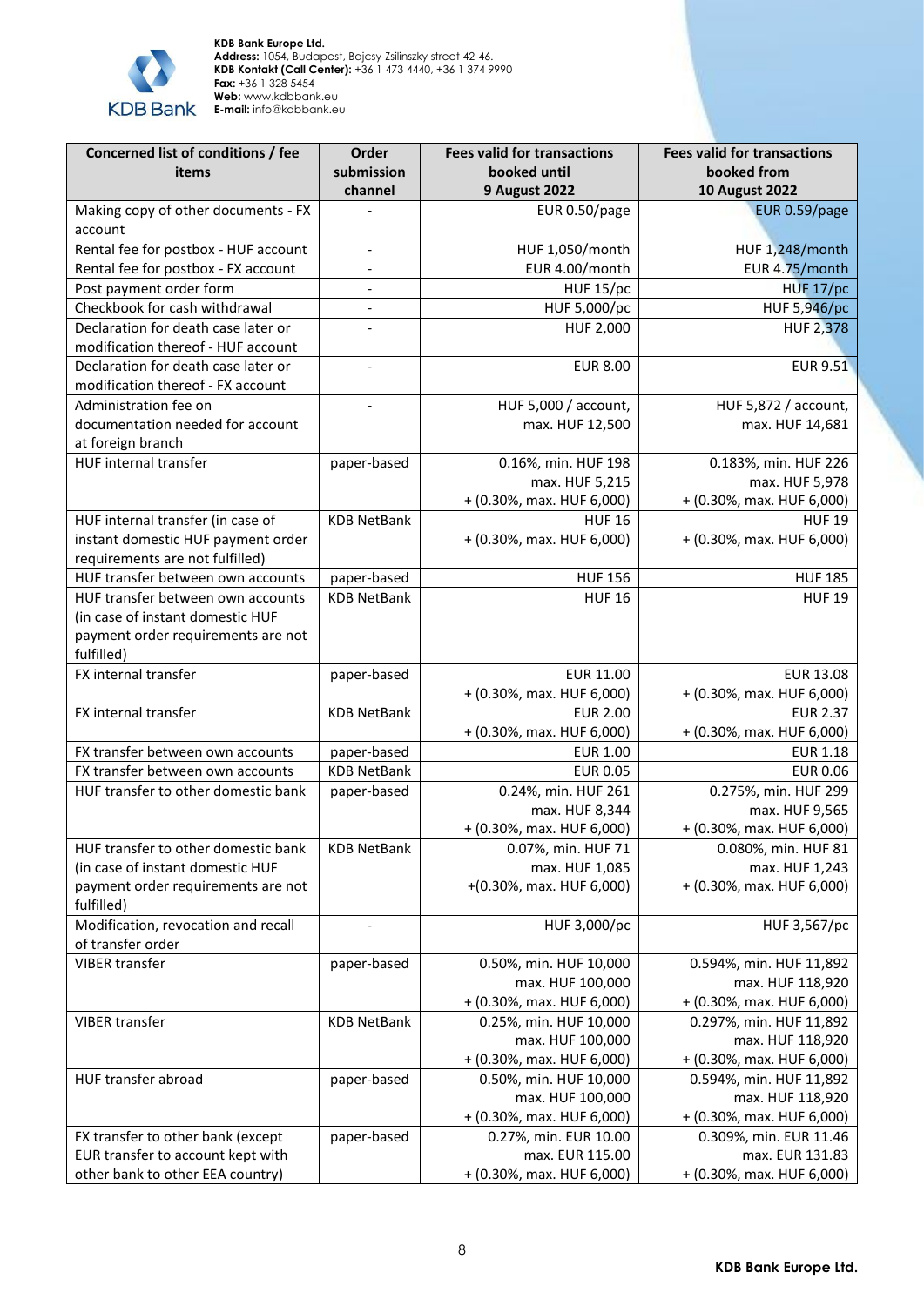**KDB Bank Europe Ltd.**
**Address:** 1054, Budapest, Bajcsy-Zsilinszky street 42-46.
**KDB Kontakt (Call Center):** +36 1 473 4440, +36 1 374 9990
**Fax:** +36 1 328 5454
**Web:** www.kdbbank.eu
**E-mail:** info@kdbbank.eu

| Concerned list of conditions / fee items | Order submission channel | Fees valid for transactions booked until 9 August 2022 | Fees valid for transactions booked from 10 August 2022 |
|---|---|---|---|
| Making copy of other documents - FX account | - | EUR 0.50/page | EUR 0.59/page |
| Rental fee for postbox - HUF account | - | HUF 1,050/month | HUF 1,248/month |
| Rental fee for postbox - FX account | - | EUR 4.00/month | EUR 4.75/month |
| Post payment order form | - | HUF 15/pc | HUF 17/pc |
| Checkbook for cash withdrawal | - | HUF 5,000/pc | HUF 5,946/pc |
| Declaration for death case later or modification thereof - HUF account | - | HUF 2,000 | HUF 2,378 |
| Declaration for death case later or modification thereof - FX account | - | EUR 8.00 | EUR 9.51 |
| Administration fee on documentation needed for account at foreign branch | - | HUF 5,000 / account, max. HUF 12,500 | HUF 5,872 / account, max. HUF 14,681 |
| HUF internal transfer | paper-based | 0.16%, min. HUF 198 max. HUF 5,215 + (0.30%, max. HUF 6,000) | 0.183%, min. HUF 226 max. HUF 5,978 + (0.30%, max. HUF 6,000) |
| HUF internal transfer (in case of instant domestic HUF payment order requirements are not fulfilled) | KDB NetBank | HUF 16 + (0.30%, max. HUF 6,000) | HUF 19 + (0.30%, max. HUF 6,000) |
| HUF transfer between own accounts | paper-based | HUF 156 | HUF 185 |
| HUF transfer between own accounts (in case of instant domestic HUF payment order requirements are not fulfilled) | KDB NetBank | HUF 16 | HUF 19 |
| FX internal transfer | paper-based | EUR 11.00 + (0.30%, max. HUF 6,000) | EUR 13.08 + (0.30%, max. HUF 6,000) |
| FX internal transfer | KDB NetBank | EUR 2.00 + (0.30%, max. HUF 6,000) | EUR 2.37 + (0.30%, max. HUF 6,000) |
| FX transfer between own accounts | paper-based | EUR 1.00 | EUR 1.18 |
| FX transfer between own accounts | KDB NetBank | EUR 0.05 | EUR 0.06 |
| HUF transfer to other domestic bank | paper-based | 0.24%, min. HUF 261 max. HUF 8,344 + (0.30%, max. HUF 6,000) | 0.275%, min. HUF 299 max. HUF 9,565 + (0.30%, max. HUF 6,000) |
| HUF transfer to other domestic bank (in case of instant domestic HUF payment order requirements are not fulfilled) | KDB NetBank | 0.07%, min. HUF 71 max. HUF 1,085 +(0.30%, max. HUF 6,000) | 0.080%, min. HUF 81 max. HUF 1,243 + (0.30%, max. HUF 6,000) |
| Modification, revocation and recall of transfer order | - | HUF 3,000/pc | HUF 3,567/pc |
| VIBER transfer | paper-based | 0.50%, min. HUF 10,000 max. HUF 100,000 + (0.30%, max. HUF 6,000) | 0.594%, min. HUF 11,892 max. HUF 118,920 + (0.30%, max. HUF 6,000) |
| VIBER transfer | KDB NetBank | 0.25%, min. HUF 10,000 max. HUF 100,000 + (0.30%, max. HUF 6,000) | 0.297%, min. HUF 11,892 max. HUF 118,920 + (0.30%, max. HUF 6,000) |
| HUF transfer abroad | paper-based | 0.50%, min. HUF 10,000 max. HUF 100,000 + (0.30%, max. HUF 6,000) | 0.594%, min. HUF 11,892 max. HUF 118,920 + (0.30%, max. HUF 6,000) |
| FX transfer to other bank (except EUR transfer to account kept with other bank to other EEA country) | paper-based | 0.27%, min. EUR 10.00 max. EUR 115.00 + (0.30%, max. HUF 6,000) | 0.309%, min. EUR 11.46 max. EUR 131.83 + (0.30%, max. HUF 6,000) |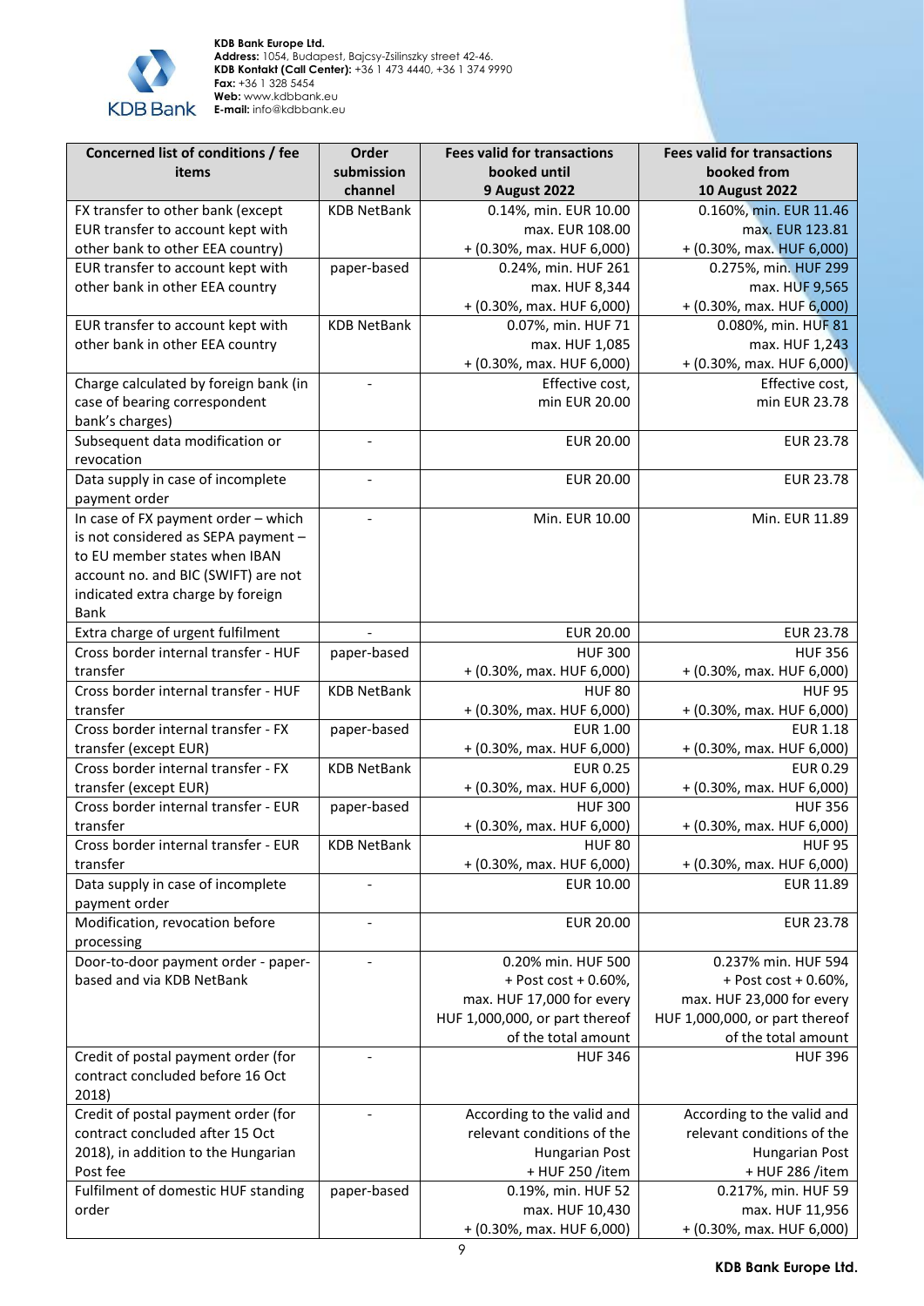**KDB Bank Europe Ltd.**
**Address:** 1054, Budapest, Bajcsy-Zsilinszky street 42-46.
**KDB Kontakt (Call Center):** +36 1 473 4440, +36 1 374 9990
**Fax:** +36 1 328 5454
**Web:** www.kdbbank.eu
**E-mail:** info@kdbbank.eu

| Concerned list of conditions / fee items | Order submission channel | Fees valid for transactions booked until 9 August 2022 | Fees valid for transactions booked from 10 August 2022 |
|---|---|---|---|
| FX transfer to other bank (except EUR transfer to account kept with other bank to other EEA country) | KDB NetBank | 0.14%, min. EUR 10.00 max. EUR 108.00 + (0.30%, max. HUF 6,000) | 0.160%, min. EUR 11.46 max. EUR 123.81 + (0.30%, max. HUF 6,000) |
| EUR transfer to account kept with other bank in other EEA country | paper-based | 0.24%, min. HUF 261 max. HUF 8,344 + (0.30%, max. HUF 6,000) | 0.275%, min. HUF 299 max. HUF 9,565 + (0.30%, max. HUF 6,000) |
| EUR transfer to account kept with other bank in other EEA country | KDB NetBank | 0.07%, min. HUF 71 max. HUF 1,085 + (0.30%, max. HUF 6,000) | 0.080%, min. HUF 81 max. HUF 1,243 + (0.30%, max. HUF 6,000) |
| Charge calculated by foreign bank (in case of bearing correspondent bank's charges) | - | Effective cost, min EUR 20.00 | Effective cost, min EUR 23.78 |
| Subsequent data modification or revocation | - | EUR 20.00 | EUR 23.78 |
| Data supply in case of incomplete payment order | - | EUR 20.00 | EUR 23.78 |
| In case of FX payment order – which is not considered as SEPA payment – to EU member states when IBAN account no. and BIC (SWIFT) are not indicated extra charge by foreign Bank | - | Min. EUR 10.00 | Min. EUR 11.89 |
| Extra charge of urgent fulfilment | - | EUR 20.00 | EUR 23.78 |
| Cross border internal transfer - HUF transfer | paper-based | HUF 300 + (0.30%, max. HUF 6,000) | HUF 356 + (0.30%, max. HUF 6,000) |
| Cross border internal transfer - HUF transfer | KDB NetBank | HUF 80 + (0.30%, max. HUF 6,000) | HUF 95 + (0.30%, max. HUF 6,000) |
| Cross border internal transfer - FX transfer (except EUR) | paper-based | EUR 1.00 + (0.30%, max. HUF 6,000) | EUR 1.18 + (0.30%, max. HUF 6,000) |
| Cross border internal transfer - FX transfer (except EUR) | KDB NetBank | EUR 0.25 + (0.30%, max. HUF 6,000) | EUR 0.29 + (0.30%, max. HUF 6,000) |
| Cross border internal transfer - EUR transfer | paper-based | HUF 300 + (0.30%, max. HUF 6,000) | HUF 356 + (0.30%, max. HUF 6,000) |
| Cross border internal transfer - EUR transfer | KDB NetBank | HUF 80 + (0.30%, max. HUF 6,000) | HUF 95 + (0.30%, max. HUF 6,000) |
| Data supply in case of incomplete payment order | - | EUR 10.00 | EUR 11.89 |
| Modification, revocation before processing | - | EUR 20.00 | EUR 23.78 |
| Door-to-door payment order - paper-based and via KDB NetBank | - | 0.20% min. HUF 500 + Post cost + 0.60%, max. HUF 17,000 for every HUF 1,000,000, or part thereof of the total amount | 0.237% min. HUF 594 + Post cost + 0.60%, max. HUF 23,000 for every HUF 1,000,000, or part thereof of the total amount |
| Credit of postal payment order (for contract concluded before 16 Oct 2018) | - | HUF 346 | HUF 396 |
| Credit of postal payment order (for contract concluded after 15 Oct 2018), in addition to the Hungarian Post fee | - | According to the valid and relevant conditions of the Hungarian Post + HUF 250 /item | According to the valid and relevant conditions of the Hungarian Post + HUF 286 /item |
| Fulfilment of domestic HUF standing order | paper-based | 0.19%, min. HUF 52 max. HUF 10,430 + (0.30%, max. HUF 6,000) | 0.217%, min. HUF 59 max. HUF 11,956 + (0.30%, max. HUF 6,000) |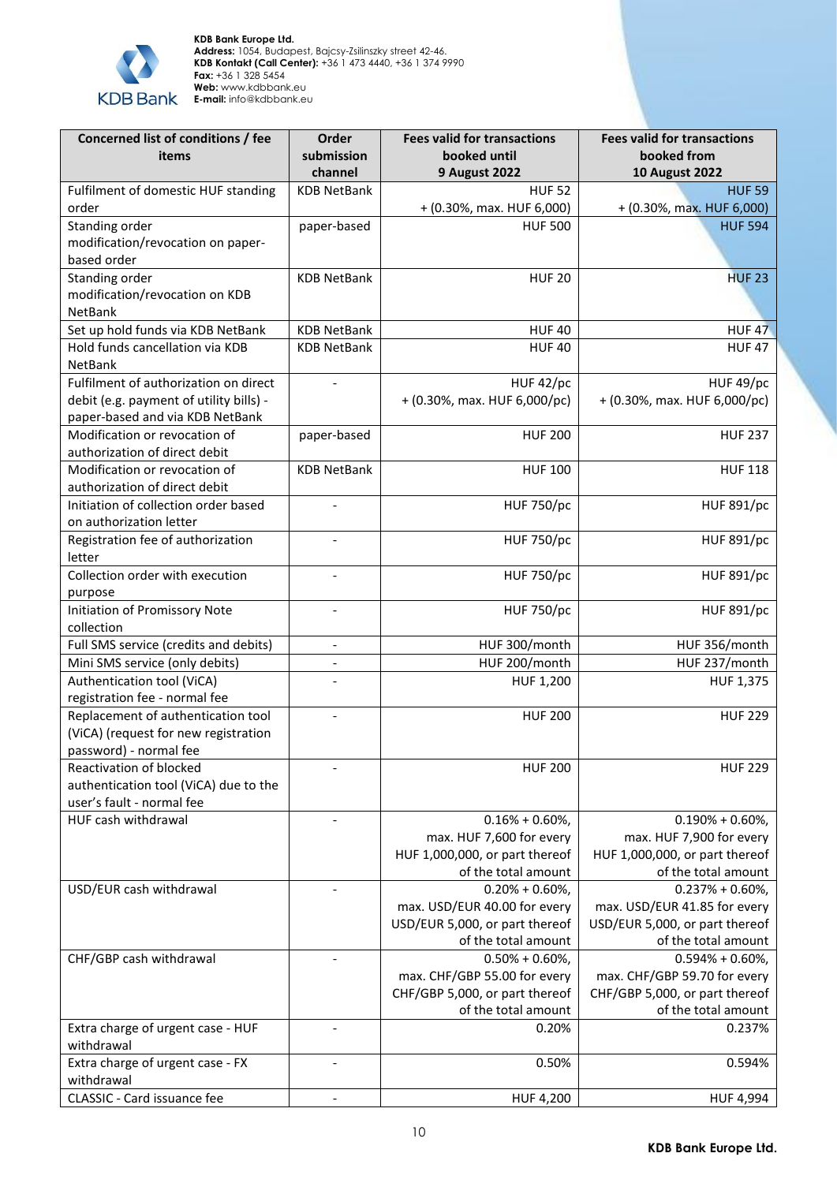| Concerned list of conditions / fee items | Order submission channel | Fees valid for transactions booked until 9 August 2022 | Fees valid for transactions booked from 10 August 2022 |
|---|---|---|---|
| Fulfilment of domestic HUF standing order | KDB NetBank | HUF 52 + (0.30%, max. HUF 6,000) | HUF 59 + (0.30%, max. HUF 6,000) |
| Standing order modification/revocation on paper-based order | paper-based | HUF 500 | HUF 594 |
| Standing order modification/revocation on KDB NetBank | KDB NetBank | HUF 20 | HUF 23 |
| Set up hold funds via KDB NetBank | KDB NetBank | HUF 40 | HUF 47 |
| Hold funds cancellation via KDB NetBank | KDB NetBank | HUF 40 | HUF 47 |
| Fulfilment of authorization on direct debit (e.g. payment of utility bills) - paper-based and via KDB NetBank | - | HUF 42/pc + (0.30%, max. HUF 6,000/pc) | HUF 49/pc + (0.30%, max. HUF 6,000/pc) |
| Modification or revocation of authorization of direct debit | paper-based | HUF 200 | HUF 237 |
| Modification or revocation of authorization of direct debit | KDB NetBank | HUF 100 | HUF 118 |
| Initiation of collection order based on authorization letter | - | HUF 750/pc | HUF 891/pc |
| Registration fee of authorization letter | - | HUF 750/pc | HUF 891/pc |
| Collection order with execution purpose | - | HUF 750/pc | HUF 891/pc |
| Initiation of Promissory Note collection | - | HUF 750/pc | HUF 891/pc |
| Full SMS service (credits and debits) | - | HUF 300/month | HUF 356/month |
| Mini SMS service (only debits) | - | HUF 200/month | HUF 237/month |
| Authentication tool (ViCA) registration fee - normal fee | - | HUF 1,200 | HUF 1,375 |
| Replacement of authentication tool (ViCA) (request for new registration password) - normal fee | - | HUF 200 | HUF 229 |
| Reactivation of blocked authentication tool (ViCA) due to the user's fault - normal fee | - | HUF 200 | HUF 229 |
| HUF cash withdrawal | - | 0.16% + 0.60%, max. HUF 7,600 for every HUF 1,000,000, or part thereof of the total amount | 0.190% + 0.60%, max. HUF 7,900 for every HUF 1,000,000, or part thereof of the total amount |
| USD/EUR cash withdrawal | - | 0.20% + 0.60%, max. USD/EUR 40.00 for every USD/EUR 5,000, or part thereof of the total amount | 0.237% + 0.60%, max. USD/EUR 41.85 for every USD/EUR 5,000, or part thereof of the total amount |
| CHF/GBP cash withdrawal | - | 0.50% + 0.60%, max. CHF/GBP 55.00 for every CHF/GBP 5,000, or part thereof of the total amount | 0.594% + 0.60%, max. CHF/GBP 59.70 for every CHF/GBP 5,000, or part thereof of the total amount |
| Extra charge of urgent case - HUF withdrawal | - | 0.20% | 0.237% |
| Extra charge of urgent case - FX withdrawal | - | 0.50% | 0.594% |
| CLASSIC - Card issuance fee | - | HUF 4,200 | HUF 4,994 |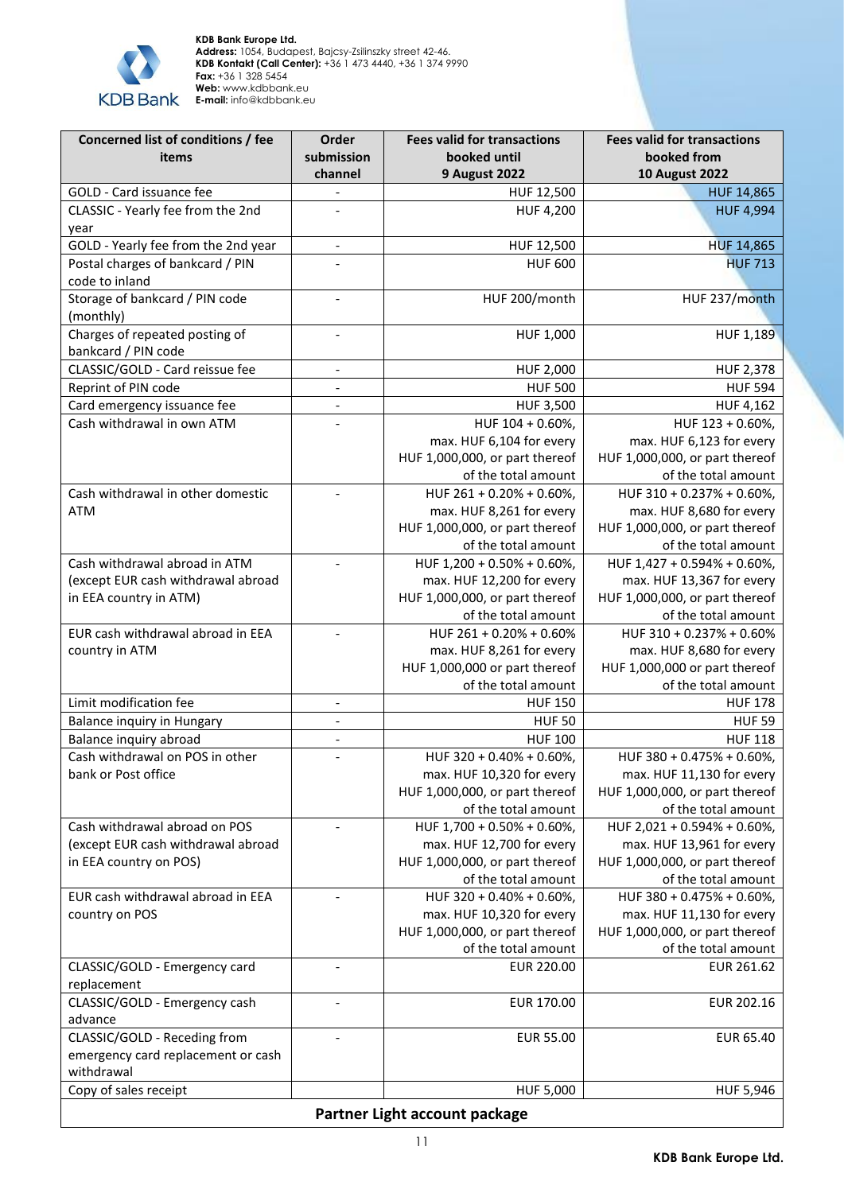KDB Bank Europe Ltd.
**Address:** 1054, Budapest, Bajcsy-Zsilinszky street 42-46.
**KDB Kontakt (Call Center):** +36 1 473 4440, +36 1 374 9990
**Fax:** +36 1 328 5454
**Web:** www.kdbbank.eu
**E-mail:** info@kdbbank.eu

| Concerned list of conditions / fee items | Order submission channel | Fees valid for transactions booked until 9 August 2022 | Fees valid for transactions booked from 10 August 2022 |
|---|---|---|---|
| GOLD - Card issuance fee | - | HUF 12,500 | HUF 14,865 |
| CLASSIC - Yearly fee from the 2nd year | - | HUF 4,200 | HUF 4,994 |
| GOLD - Yearly fee from the 2nd year | - | HUF 12,500 | HUF 14,865 |
| Postal charges of bankcard / PIN code to inland | - | HUF 600 | HUF 713 |
| Storage of bankcard / PIN code (monthly) | - | HUF 200/month | HUF 237/month |
| Charges of repeated posting of bankcard / PIN code | - | HUF 1,000 | HUF 1,189 |
| CLASSIC/GOLD - Card reissue fee | - | HUF 2,000 | HUF 2,378 |
| Reprint of PIN code | - | HUF 500 | HUF 594 |
| Card emergency issuance fee | - | HUF 3,500 | HUF 4,162 |
| Cash withdrawal in own ATM | - | HUF 104 + 0.60%, max. HUF 6,104 for every HUF 1,000,000, or part thereof of the total amount | HUF 123 + 0.60%, max. HUF 6,123 for every HUF 1,000,000, or part thereof of the total amount |
| Cash withdrawal in other domestic ATM | - | HUF 261 + 0.20% + 0.60%, max. HUF 8,261 for every HUF 1,000,000, or part thereof of the total amount | HUF 310 + 0.237% + 0.60%, max. HUF 8,680 for every HUF 1,000,000, or part thereof of the total amount |
| Cash withdrawal abroad in ATM (except EUR cash withdrawal abroad in EEA country in ATM) | - | HUF 1,200 + 0.50% + 0.60%, max. HUF 12,200 for every HUF 1,000,000, or part thereof of the total amount | HUF 1,427 + 0.594% + 0.60%, max. HUF 13,367 for every HUF 1,000,000, or part thereof of the total amount |
| EUR cash withdrawal abroad in EEA country in ATM | - | HUF 261 + 0.20% + 0.60% max. HUF 8,261 for every HUF 1,000,000 or part thereof of the total amount | HUF 310 + 0.237% + 0.60% max. HUF 8,680 for every HUF 1,000,000 or part thereof of the total amount |
| Limit modification fee | - | HUF 150 | HUF 178 |
| Balance inquiry in Hungary | - | HUF 50 | HUF 59 |
| Balance inquiry abroad | - | HUF 100 | HUF 118 |
| Cash withdrawal on POS in other bank or Post office | - | HUF 320 + 0.40% + 0.60%, max. HUF 10,320 for every HUF 1,000,000, or part thereof of the total amount | HUF 380 + 0.475% + 0.60%, max. HUF 11,130 for every HUF 1,000,000, or part thereof of the total amount |
| Cash withdrawal abroad on POS (except EUR cash withdrawal abroad in EEA country on POS) | - | HUF 1,700 + 0.50% + 0.60%, max. HUF 12,700 for every HUF 1,000,000, or part thereof of the total amount | HUF 2,021 + 0.594% + 0.60%, max. HUF 13,961 for every HUF 1,000,000, or part thereof of the total amount |
| EUR cash withdrawal abroad in EEA country on POS | - | HUF 320 + 0.40% + 0.60%, max. HUF 10,320 for every HUF 1,000,000, or part thereof of the total amount | HUF 380 + 0.475% + 0.60%, max. HUF 11,130 for every HUF 1,000,000, or part thereof of the total amount |
| CLASSIC/GOLD - Emergency card replacement | - | EUR 220.00 | EUR 261.62 |
| CLASSIC/GOLD - Emergency cash advance | - | EUR 170.00 | EUR 202.16 |
| CLASSIC/GOLD - Receding from emergency card replacement or cash withdrawal | - | EUR 55.00 | EUR 65.40 |
| Copy of sales receipt | | HUF 5,000 | HUF 5,946 |
| **Partner Light account package** | | | |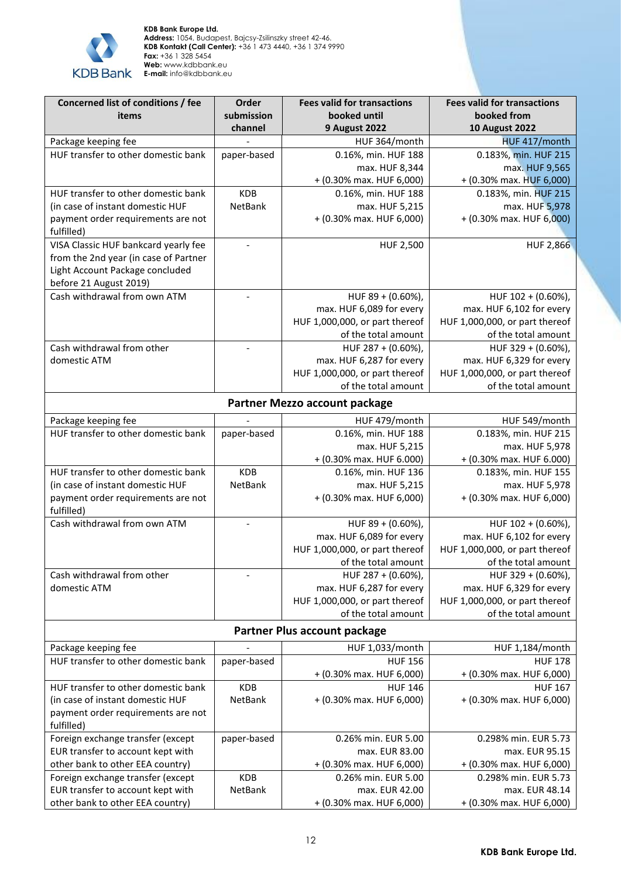KDB Bank Europe Ltd.
**Address:** 1054, Budapest, Bajcsy-Zsilinszky street 42-46.
**KDB Kontakt (Call Center):** +36 1 473 4440, +36 1 374 9990
**Fax:** +36 1 328 5454
**Web:** www.kdbbank.eu
**E-mail:** info@kdbbank.eu

| Concerned list of conditions / fee items | Order submission channel | Fees valid for transactions booked until 9 August 2022 | Fees valid for transactions booked from 10 August 2022 |
|---|---|---|---|
| Package keeping fee | - | HUF 364/month | HUF 417/month |
| HUF transfer to other domestic bank | paper-based | 0.16%, min. HUF 188 max. HUF 8,344 + (0.30% max. HUF 6,000) | 0.183%, min. HUF 215 max. HUF 9,565 + (0.30% max. HUF 6,000) |
| HUF transfer to other domestic bank (in case of instant domestic HUF payment order requirements are not fulfilled) | KDB NetBank | 0.16%, min. HUF 188 max. HUF 5,215 + (0.30% max. HUF 6,000) | 0.183%, min. HUF 215 max. HUF 5,978 + (0.30% max. HUF 6,000) |
| VISA Classic HUF bankcard yearly fee from the 2nd year (in case of Partner Light Account Package concluded before 21 August 2019) | - | HUF 2,500 | HUF 2,866 |
| Cash withdrawal from own ATM | - | HUF 89 + (0.60%), max. HUF 6,089 for every HUF 1,000,000, or part thereof of the total amount | HUF 102 + (0.60%), max. HUF 6,102 for every HUF 1,000,000, or part thereof of the total amount |
| Cash withdrawal from other domestic ATM | - | HUF 287 + (0.60%), max. HUF 6,287 for every HUF 1,000,000, or part thereof of the total amount | HUF 329 + (0.60%), max. HUF 6,329 for every HUF 1,000,000, or part thereof of the total amount |
| **Partner Mezzo account package** | | | |
| Package keeping fee | - | HUF 479/month | HUF 549/month |
| HUF transfer to other domestic bank | paper-based | 0.16%, min. HUF 188 max. HUF 5,215 + (0.30% max. HUF 6.000) | 0.183%, min. HUF 215 max. HUF 5,978 + (0.30% max. HUF 6.000) |
| HUF transfer to other domestic bank (in case of instant domestic HUF payment order requirements are not fulfilled) | KDB NetBank | 0.16%, min. HUF 136 max. HUF 5,215 + (0.30% max. HUF 6,000) | 0.183%, min. HUF 155 max. HUF 5,978 + (0.30% max. HUF 6,000) |
| Cash withdrawal from own ATM | - | HUF 89 + (0.60%), max. HUF 6,089 for every HUF 1,000,000, or part thereof of the total amount | HUF 102 + (0.60%), max. HUF 6,102 for every HUF 1,000,000, or part thereof of the total amount |
| Cash withdrawal from other domestic ATM | - | HUF 287 + (0.60%), max. HUF 6,287 for every HUF 1,000,000, or part thereof of the total amount | HUF 329 + (0.60%), max. HUF 6,329 for every HUF 1,000,000, or part thereof of the total amount |
| **Partner Plus account package** | | | |
| Package keeping fee | - | HUF 1,033/month | HUF 1,184/month |
| HUF transfer to other domestic bank | paper-based | HUF 156 + (0.30% max. HUF 6,000) | HUF 178 + (0.30% max. HUF 6,000) |
| HUF transfer to other domestic bank (in case of instant domestic HUF payment order requirements are not fulfilled) | KDB NetBank | HUF 146 + (0.30% max. HUF 6,000) | HUF 167 + (0.30% max. HUF 6,000) |
| Foreign exchange transfer (except EUR transfer to account kept with other bank to other EEA country) | paper-based | 0.26% min. EUR 5.00 max. EUR 83.00 + (0.30% max. HUF 6,000) | 0.298% min. EUR 5.73 max. EUR 95.15 + (0.30% max. HUF 6,000) |
| Foreign exchange transfer (except EUR transfer to account kept with other bank to other EEA country) | KDB NetBank | 0.26% min. EUR 5.00 max. EUR 42.00 + (0.30% max. HUF 6,000) | 0.298% min. EUR 5.73 max. EUR 48.14 + (0.30% max. HUF 6,000) |

KDB Bank Europe Ltd.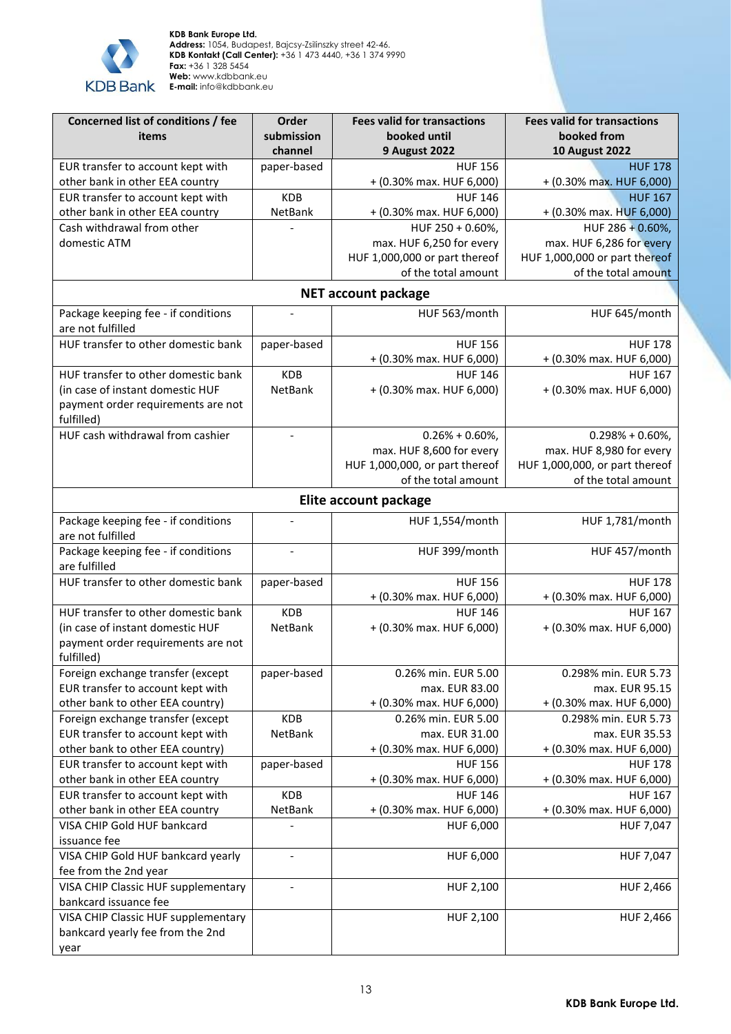KDB Bank Europe Ltd.
**Address:** 1054, Budapest, Bajcsy-Zsilinszky street 42-46.
**KDB Kontakt (Call Center):** +36 1 473 4440, +36 1 374 9990
**Fax:** +36 1 328 5454
**Web:** www.kdbbank.eu
**E-mail:** info@kdbbank.eu

| Concerned list of conditions / fee items | Order submission channel | Fees valid for transactions booked until 9 August 2022 | Fees valid for transactions booked from 10 August 2022 |
|---|---|---|---|
| EUR transfer to account kept with other bank in other EEA country | paper-based | HUF 156 + (0.30% max. HUF 6,000) | HUF 178 + (0.30% max. HUF 6,000) |
| EUR transfer to account kept with other bank in other EEA country | KDB NetBank | HUF 146 + (0.30% max. HUF 6,000) | HUF 167 + (0.30% max. HUF 6,000) |
| Cash withdrawal from other domestic ATM | - | HUF 250 + 0.60%, max. HUF 6,250 for every HUF 1,000,000 or part thereof of the total amount | HUF 286 + 0.60%, max. HUF 6,286 for every HUF 1,000,000 or part thereof of the total amount |
| **NET account package** | | | |
| Package keeping fee - if conditions are not fulfilled | - | HUF 563/month | HUF 645/month |
| HUF transfer to other domestic bank | paper-based | HUF 156 + (0.30% max. HUF 6,000) | HUF 178 + (0.30% max. HUF 6,000) |
| HUF transfer to other domestic bank (in case of instant domestic HUF payment order requirements are not fulfilled) | KDB NetBank | HUF 146 + (0.30% max. HUF 6,000) | HUF 167 + (0.30% max. HUF 6,000) |
| HUF cash withdrawal from cashier | - | 0.26% + 0.60%, max. HUF 8,600 for every HUF 1,000,000, or part thereof of the total amount | 0.298% + 0.60%, max. HUF 8,980 for every HUF 1,000,000, or part thereof of the total amount |
| **Elite account package** | | | |
| Package keeping fee - if conditions are not fulfilled | - | HUF 1,554/month | HUF 1,781/month |
| Package keeping fee - if conditions are fulfilled | - | HUF 399/month | HUF 457/month |
| HUF transfer to other domestic bank | paper-based | HUF 156 + (0.30% max. HUF 6,000) | HUF 178 + (0.30% max. HUF 6,000) |
| HUF transfer to other domestic bank (in case of instant domestic HUF payment order requirements are not fulfilled) | KDB NetBank | HUF 146 + (0.30% max. HUF 6,000) | HUF 167 + (0.30% max. HUF 6,000) |
| Foreign exchange transfer (except EUR transfer to account kept with other bank to other EEA country) | paper-based | 0.26% min. EUR 5.00 max. EUR 83.00 + (0.30% max. HUF 6,000) | 0.298% min. EUR 5.73 max. EUR 95.15 + (0.30% max. HUF 6,000) |
| Foreign exchange transfer (except EUR transfer to account kept with other bank to other EEA country) | KDB NetBank | 0.26% min. EUR 5.00 max. EUR 31.00 + (0.30% max. HUF 6,000) | 0.298% min. EUR 5.73 max. EUR 35.53 + (0.30% max. HUF 6,000) |
| EUR transfer to account kept with other bank in other EEA country | paper-based | HUF 156 + (0.30% max. HUF 6,000) | HUF 178 + (0.30% max. HUF 6,000) |
| EUR transfer to account kept with other bank in other EEA country | KDB NetBank | HUF 146 + (0.30% max. HUF 6,000) | HUF 167 + (0.30% max. HUF 6,000) |
| VISA CHIP Gold HUF bankcard issuance fee | - | HUF 6,000 | HUF 7,047 |
| VISA CHIP Gold HUF bankcard yearly fee from the 2nd year | - | HUF 6,000 | HUF 7,047 |
| VISA CHIP Classic HUF supplementary bankcard issuance fee | - | HUF 2,100 | HUF 2,466 |
| VISA CHIP Classic HUF supplementary bankcard yearly fee from the 2nd year | | HUF 2,100 | HUF 2,466 |

KDB Bank Europe Ltd.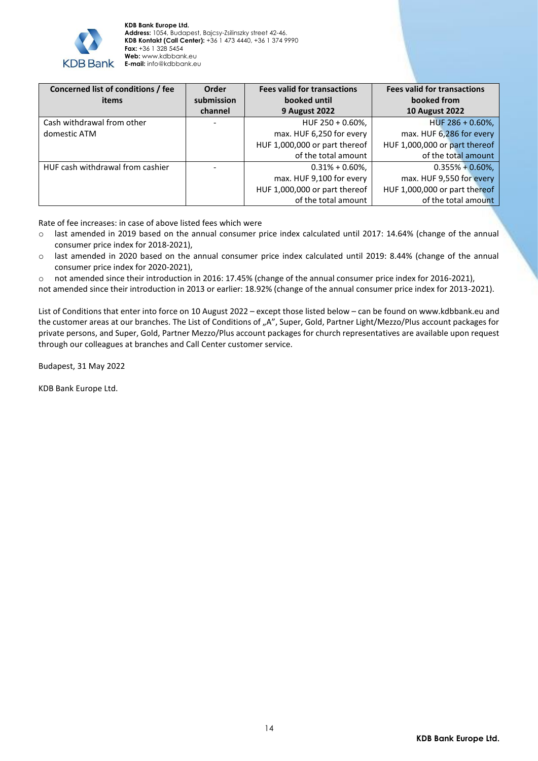| Concerned list of conditions / fee items | Order submission channel | Fees valid for transactions booked until 9 August 2022 | Fees valid for transactions booked from 10 August 2022 |
|---|---|---|---|
| Cash withdrawal from other domestic ATM | - | HUF 250 + 0.60%, max. HUF 6,250 for every HUF 1,000,000 or part thereof of the total amount | HUF 286 + 0.60%, max. HUF 6,286 for every HUF 1,000,000 or part thereof of the total amount |
| HUF cash withdrawal from cashier | - | 0.31% + 0.60%, max. HUF 9,100 for every HUF 1,000,000 or part thereof of the total amount | 0.355% + 0.60%, max. HUF 9,550 for every HUF 1,000,000 or part thereof of the total amount |

Rate of fee increases: in case of above listed fees which were

- last amended in 2019 based on the annual consumer price index calculated until 2017: 14.64% (change of the annual consumer price index for 2018-2021),
- last amended in 2020 based on the annual consumer price index calculated until 2019: 8.44% (change of the annual consumer price index for 2020-2021),
- not amended since their introduction in 2016: 17.45% (change of the annual consumer price index for 2016-2021),

not amended since their introduction in 2013 or earlier: 18.92% (change of the annual consumer price index for 2013-2021).

List of Conditions that enter into force on 10 August 2022 – except those listed below – can be found on www.kdbbank.eu and the customer areas at our branches. The List of Conditions of „A", Super, Gold, Partner Light/Mezzo/Plus account packages for private persons, and Super, Gold, Partner Mezzo/Plus account packages for church representatives are available upon request through our colleagues at branches and Call Center customer service.

Budapest, 31 May 2022

KDB Bank Europe Ltd.